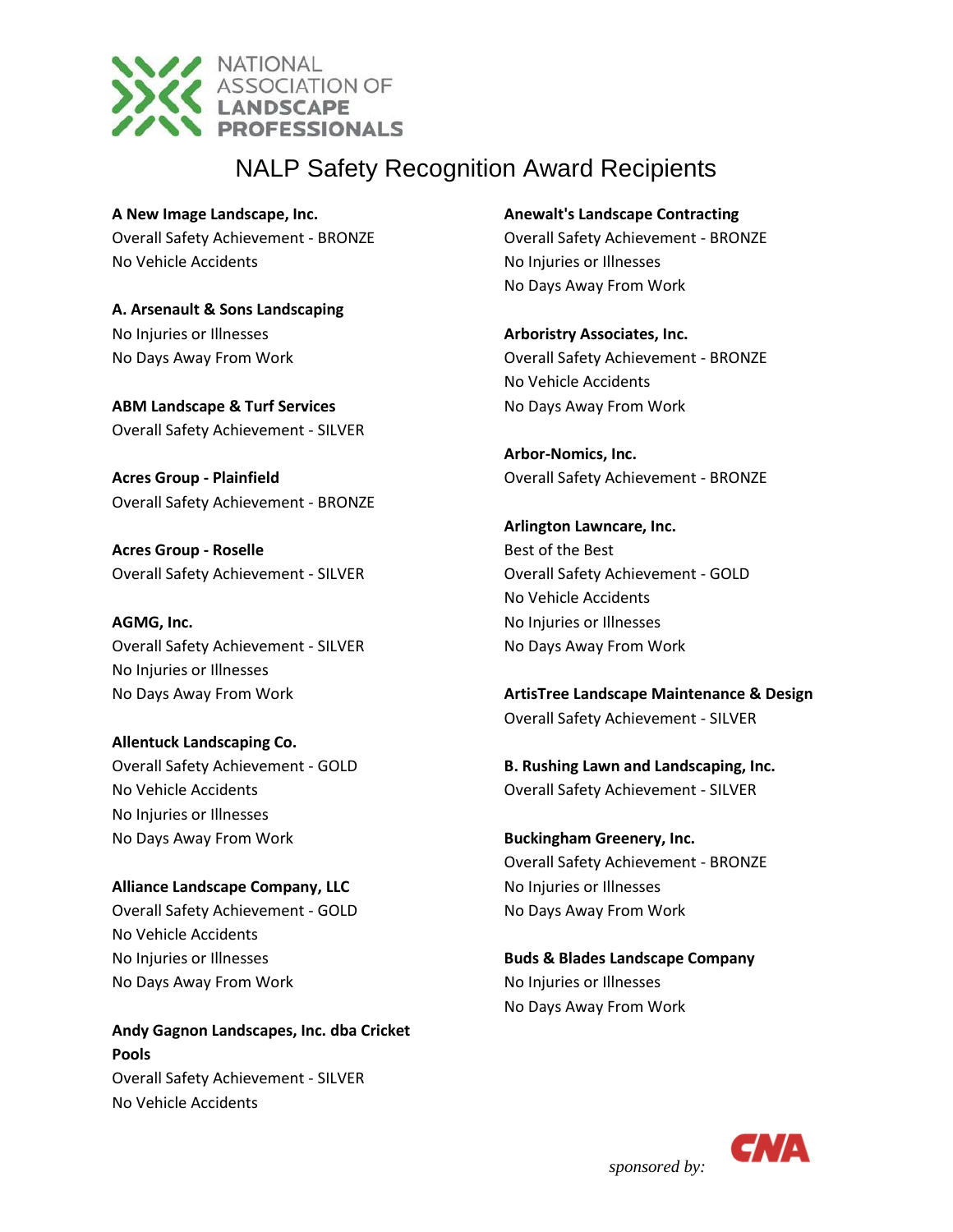NATIONAL ASSOCIATION OF LANDSCAPE PROFESSIONALS

# NALP Safety Recognition Award Recipients

**A New Image Landscape, Inc.**
Overall Safety Achievement - BRONZE
No Vehicle Accidents

**A. Arsenault & Sons Landscaping**
No Injuries or Illnesses
No Days Away From Work

**ABM Landscape & Turf Services**
Overall Safety Achievement - SILVER

**Acres Group - Plainfield**
Overall Safety Achievement - BRONZE

**Acres Group - Roselle**
Overall Safety Achievement - SILVER

**AGMG, Inc.**
Overall Safety Achievement - SILVER
No Injuries or Illnesses
No Days Away From Work

**Allentuck Landscaping Co.**
Overall Safety Achievement - GOLD
No Vehicle Accidents
No Injuries or Illnesses
No Days Away From Work

**Alliance Landscape Company, LLC**
Overall Safety Achievement - GOLD
No Vehicle Accidents
No Injuries or Illnesses
No Days Away From Work

**Andy Gagnon Landscapes, Inc. dba Cricket Pools**
Overall Safety Achievement - SILVER
No Vehicle Accidents

**Anewalt's Landscape Contracting**
Overall Safety Achievement - BRONZE
No Injuries or Illnesses
No Days Away From Work

**Arboristry Associates, Inc.**
Overall Safety Achievement - BRONZE
No Vehicle Accidents
No Days Away From Work

**Arbor-Nomics, Inc.**
Overall Safety Achievement - BRONZE

**Arlington Lawncare, Inc.**
Best of the Best
Overall Safety Achievement - GOLD
No Vehicle Accidents
No Injuries or Illnesses
No Days Away From Work

**ArtisTree Landscape Maintenance & Design**
Overall Safety Achievement - SILVER

**B. Rushing Lawn and Landscaping, Inc.**
Overall Safety Achievement - SILVER

**Buckingham Greenery, Inc.**
Overall Safety Achievement - BRONZE
No Injuries or Illnesses
No Days Away From Work

**Buds & Blades Landscape Company**
No Injuries or Illnesses
No Days Away From Work

*sponsored by:* CNA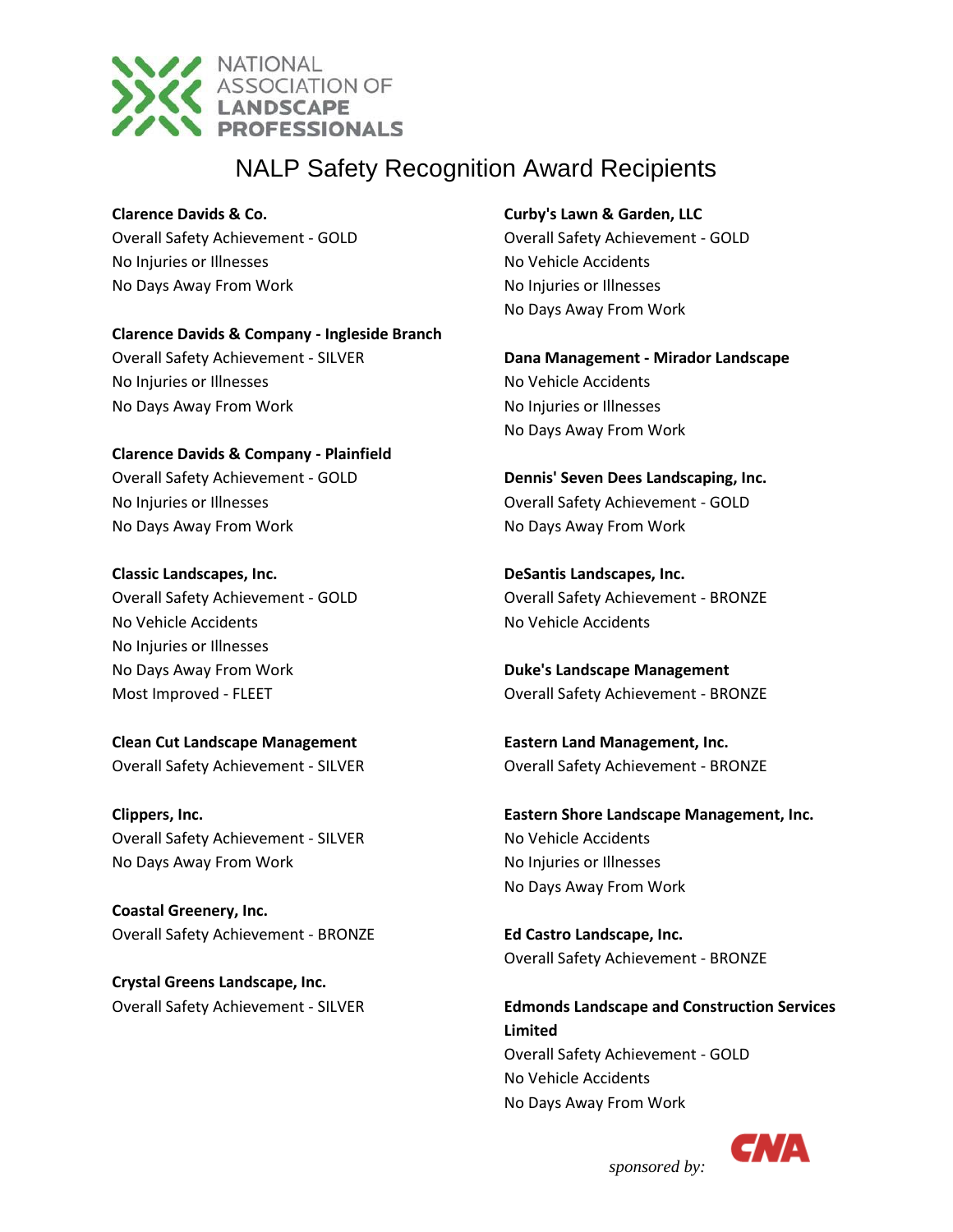NATIONAL ASSOCIATION OF LANDSCAPE PROFESSIONALS

# NALP Safety Recognition Award Recipients

**Clarence Davids & Co.**
Overall Safety Achievement - GOLD
No Injuries or Illnesses
No Days Away From Work

**Clarence Davids & Company - Ingleside Branch**
Overall Safety Achievement - SILVER
No Injuries or Illnesses
No Days Away From Work

**Clarence Davids & Company - Plainfield**
Overall Safety Achievement - GOLD
No Injuries or Illnesses
No Days Away From Work

**Classic Landscapes, Inc.**
Overall Safety Achievement - GOLD
No Vehicle Accidents
No Injuries or Illnesses
No Days Away From Work
Most Improved - FLEET

**Clean Cut Landscape Management**
Overall Safety Achievement - SILVER

**Clippers, Inc.**
Overall Safety Achievement - SILVER
No Days Away From Work

**Coastal Greenery, Inc.**
Overall Safety Achievement - BRONZE

**Crystal Greens Landscape, Inc.**
Overall Safety Achievement - SILVER

**Curby's Lawn & Garden, LLC**
Overall Safety Achievement - GOLD
No Vehicle Accidents
No Injuries or Illnesses
No Days Away From Work

**Dana Management - Mirador Landscape**
No Vehicle Accidents
No Injuries or Illnesses
No Days Away From Work

**Dennis' Seven Dees Landscaping, Inc.**
Overall Safety Achievement - GOLD
No Days Away From Work

**DeSantis Landscapes, Inc.**
Overall Safety Achievement - BRONZE
No Vehicle Accidents

**Duke's Landscape Management**
Overall Safety Achievement - BRONZE

**Eastern Land Management, Inc.**
Overall Safety Achievement - BRONZE

**Eastern Shore Landscape Management, Inc.**
No Vehicle Accidents
No Injuries or Illnesses
No Days Away From Work

**Ed Castro Landscape, Inc.**
Overall Safety Achievement - BRONZE

**Edmonds Landscape and Construction Services Limited**
Overall Safety Achievement - GOLD
No Vehicle Accidents
No Days Away From Work

*sponsored by:* CNA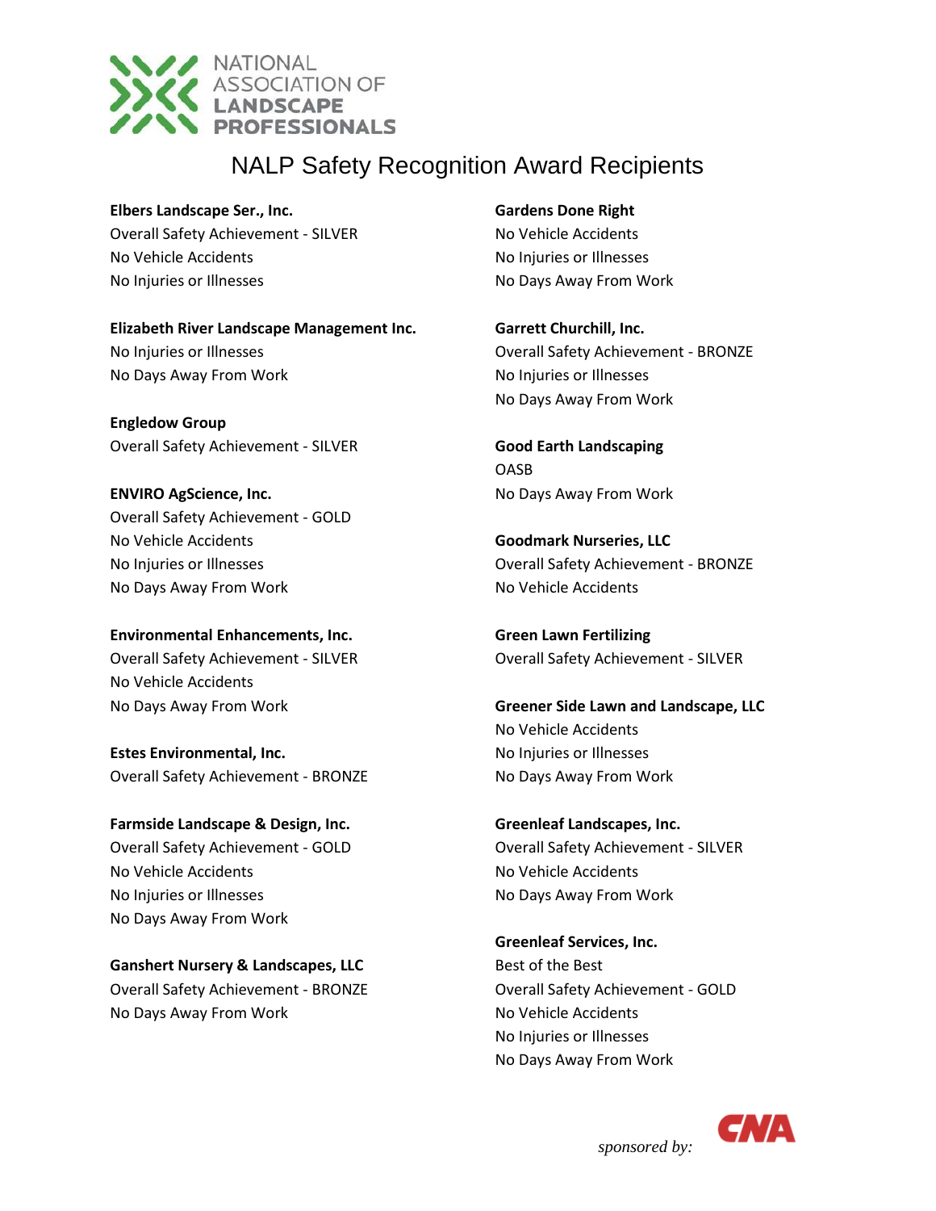# NALP Safety Recognition Award Recipients

**Elbers Landscape Ser., Inc.**
Overall Safety Achievement - SILVER
No Vehicle Accidents
No Injuries or Illnesses

**Elizabeth River Landscape Management Inc.**
No Injuries or Illnesses
No Days Away From Work

**Engledow Group**
Overall Safety Achievement - SILVER

**ENVIRO AgScience, Inc.**
Overall Safety Achievement - GOLD
No Vehicle Accidents
No Injuries or Illnesses
No Days Away From Work

**Environmental Enhancements, Inc.**
Overall Safety Achievement - SILVER
No Vehicle Accidents
No Days Away From Work

**Estes Environmental, Inc.**
Overall Safety Achievement - BRONZE

**Farmside Landscape & Design, Inc.**
Overall Safety Achievement - GOLD
No Vehicle Accidents
No Injuries or Illnesses
No Days Away From Work

**Ganshert Nursery & Landscapes, LLC**
Overall Safety Achievement - BRONZE
No Days Away From Work

**Gardens Done Right**
No Vehicle Accidents
No Injuries or Illnesses
No Days Away From Work

**Garrett Churchill, Inc.**
Overall Safety Achievement - BRONZE
No Injuries or Illnesses
No Days Away From Work

**Good Earth Landscaping**
OASB
No Days Away From Work

**Goodmark Nurseries, LLC**
Overall Safety Achievement - BRONZE
No Vehicle Accidents

**Green Lawn Fertilizing**
Overall Safety Achievement - SILVER

**Greener Side Lawn and Landscape, LLC**
No Vehicle Accidents
No Injuries or Illnesses
No Days Away From Work

**Greenleaf Landscapes, Inc.**
Overall Safety Achievement - SILVER
No Vehicle Accidents
No Days Away From Work

**Greenleaf Services, Inc.**
Best of the Best
Overall Safety Achievement - GOLD
No Vehicle Accidents
No Injuries or Illnesses
No Days Away From Work

*sponsored by:* CNA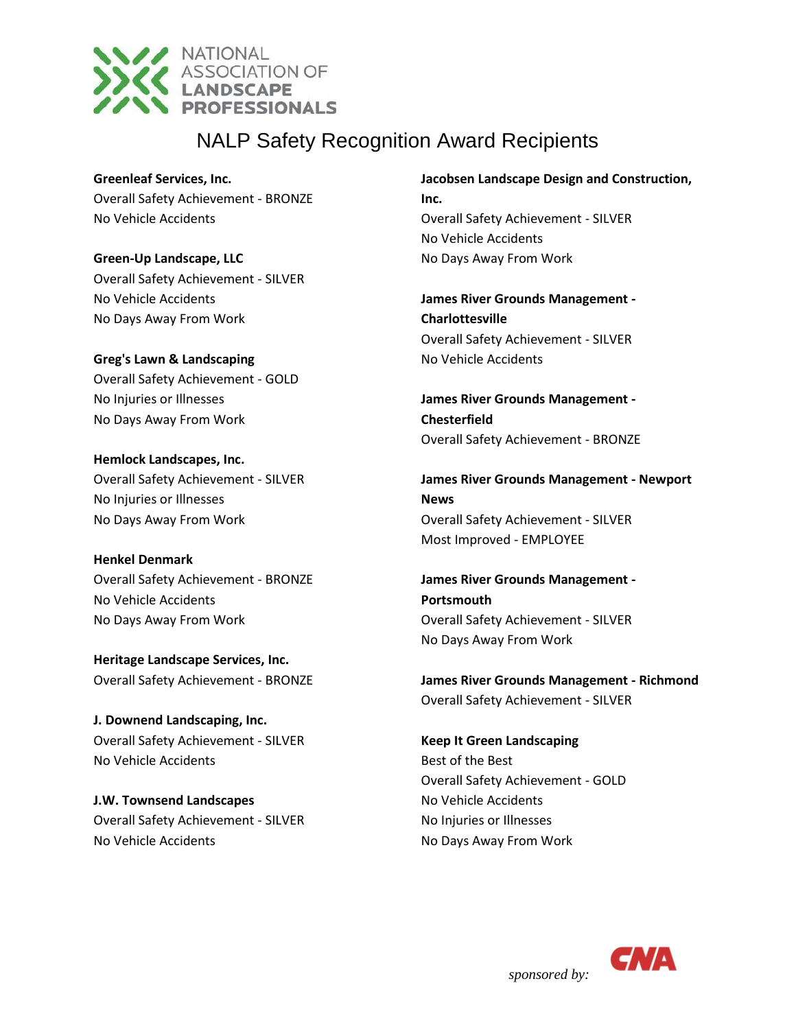NATIONAL ASSOCIATION OF LANDSCAPE PROFESSIONALS

# NALP Safety Recognition Award Recipients

**Greenleaf Services, Inc.**
Overall Safety Achievement - BRONZE
No Vehicle Accidents

**Green-Up Landscape, LLC**
Overall Safety Achievement - SILVER
No Vehicle Accidents
No Days Away From Work

**Greg's Lawn & Landscaping**
Overall Safety Achievement - GOLD
No Injuries or Illnesses
No Days Away From Work

**Hemlock Landscapes, Inc.**
Overall Safety Achievement - SILVER
No Injuries or Illnesses
No Days Away From Work

**Henkel Denmark**
Overall Safety Achievement - BRONZE
No Vehicle Accidents
No Days Away From Work

**Heritage Landscape Services, Inc.**
Overall Safety Achievement - BRONZE

**J. Downend Landscaping, Inc.**
Overall Safety Achievement - SILVER
No Vehicle Accidents

**J.W. Townsend Landscapes**
Overall Safety Achievement - SILVER
No Vehicle Accidents

**Jacobsen Landscape Design and Construction, Inc.**
Overall Safety Achievement - SILVER
No Vehicle Accidents
No Days Away From Work

**James River Grounds Management - Charlottesville**
Overall Safety Achievement - SILVER
No Vehicle Accidents

**James River Grounds Management - Chesterfield**
Overall Safety Achievement - BRONZE

**James River Grounds Management - Newport News**
Overall Safety Achievement - SILVER
Most Improved - EMPLOYEE

**James River Grounds Management - Portsmouth**
Overall Safety Achievement - SILVER
No Days Away From Work

**James River Grounds Management - Richmond**
Overall Safety Achievement - SILVER

**Keep It Green Landscaping**
Best of the Best
Overall Safety Achievement - GOLD
No Vehicle Accidents
No Injuries or Illnesses
No Days Away From Work

*sponsored by:* CNA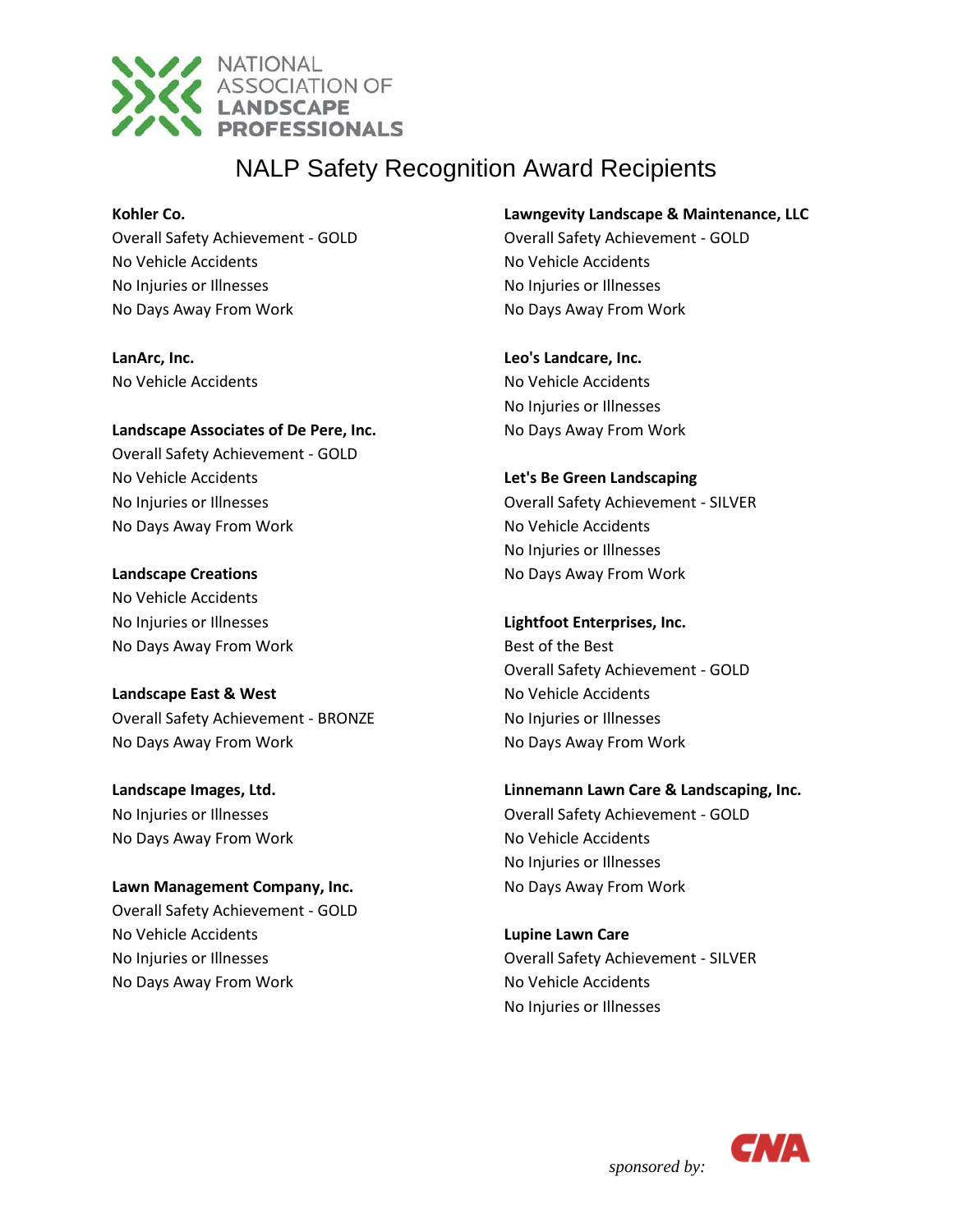# NALP Safety Recognition Award Recipients

**Kohler Co.**
Overall Safety Achievement - GOLD
No Vehicle Accidents
No Injuries or Illnesses
No Days Away From Work

**LanArc, Inc.**
No Vehicle Accidents

**Landscape Associates of De Pere, Inc.**
Overall Safety Achievement - GOLD
No Vehicle Accidents
No Injuries or Illnesses
No Days Away From Work

**Landscape Creations**
No Vehicle Accidents
No Injuries or Illnesses
No Days Away From Work

**Landscape East & West**
Overall Safety Achievement - BRONZE
No Days Away From Work

**Landscape Images, Ltd.**
No Injuries or Illnesses
No Days Away From Work

**Lawn Management Company, Inc.**
Overall Safety Achievement - GOLD
No Vehicle Accidents
No Injuries or Illnesses
No Days Away From Work

**Lawngevity Landscape & Maintenance, LLC**
Overall Safety Achievement - GOLD
No Vehicle Accidents
No Injuries or Illnesses
No Days Away From Work

**Leo's Landcare, Inc.**
No Vehicle Accidents
No Injuries or Illnesses
No Days Away From Work

**Let's Be Green Landscaping**
Overall Safety Achievement - SILVER
No Vehicle Accidents
No Injuries or Illnesses
No Days Away From Work

**Lightfoot Enterprises, Inc.**
Best of the Best
Overall Safety Achievement - GOLD
No Vehicle Accidents
No Injuries or Illnesses
No Days Away From Work

**Linnemann Lawn Care & Landscaping, Inc.**
Overall Safety Achievement - GOLD
No Vehicle Accidents
No Injuries or Illnesses
No Days Away From Work

**Lupine Lawn Care**
Overall Safety Achievement - SILVER
No Vehicle Accidents
No Injuries or Illnesses

*sponsored by:* CNA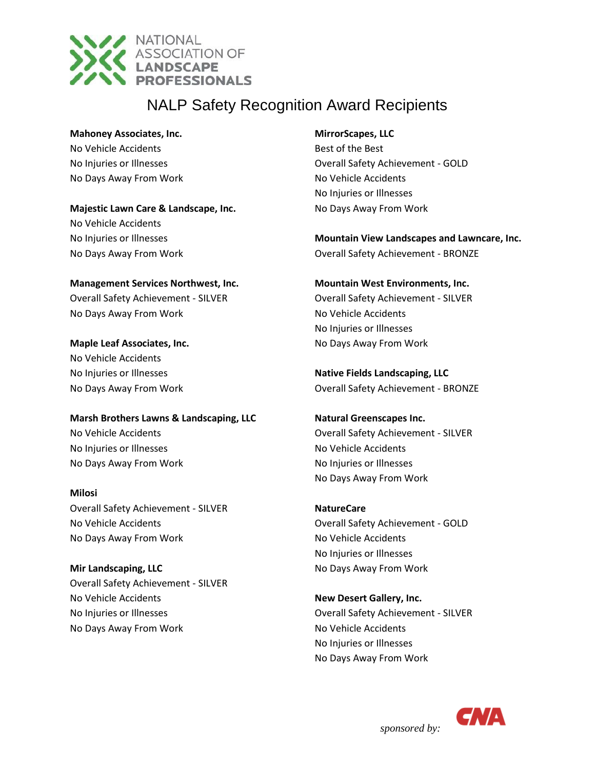# NALP Safety Recognition Award Recipients

**Mahoney Associates, Inc.**
No Vehicle Accidents
No Injuries or Illnesses
No Days Away From Work

**Majestic Lawn Care & Landscape, Inc.**
No Vehicle Accidents
No Injuries or Illnesses
No Days Away From Work

**Management Services Northwest, Inc.**
Overall Safety Achievement - SILVER
No Days Away From Work

**Maple Leaf Associates, Inc.**
No Vehicle Accidents
No Injuries or Illnesses
No Days Away From Work

**Marsh Brothers Lawns & Landscaping, LLC**
No Vehicle Accidents
No Injuries or Illnesses
No Days Away From Work

**Milosi**
Overall Safety Achievement - SILVER
No Vehicle Accidents
No Days Away From Work

**Mir Landscaping, LLC**
Overall Safety Achievement - SILVER
No Vehicle Accidents
No Injuries or Illnesses
No Days Away From Work

**MirrorScapes, LLC**
Best of the Best
Overall Safety Achievement - GOLD
No Vehicle Accidents
No Injuries or Illnesses
No Days Away From Work

**Mountain View Landscapes and Lawncare, Inc.**
Overall Safety Achievement - BRONZE

**Mountain West Environments, Inc.**
Overall Safety Achievement - SILVER
No Vehicle Accidents
No Injuries or Illnesses
No Days Away From Work

**Native Fields Landscaping, LLC**
Overall Safety Achievement - BRONZE

**Natural Greenscapes Inc.**
Overall Safety Achievement - SILVER
No Vehicle Accidents
No Injuries or Illnesses
No Days Away From Work

**NatureCare**
Overall Safety Achievement - GOLD
No Vehicle Accidents
No Injuries or Illnesses
No Days Away From Work

**New Desert Gallery, Inc.**
Overall Safety Achievement - SILVER
No Vehicle Accidents
No Injuries or Illnesses
No Days Away From Work

*sponsored by:* CNA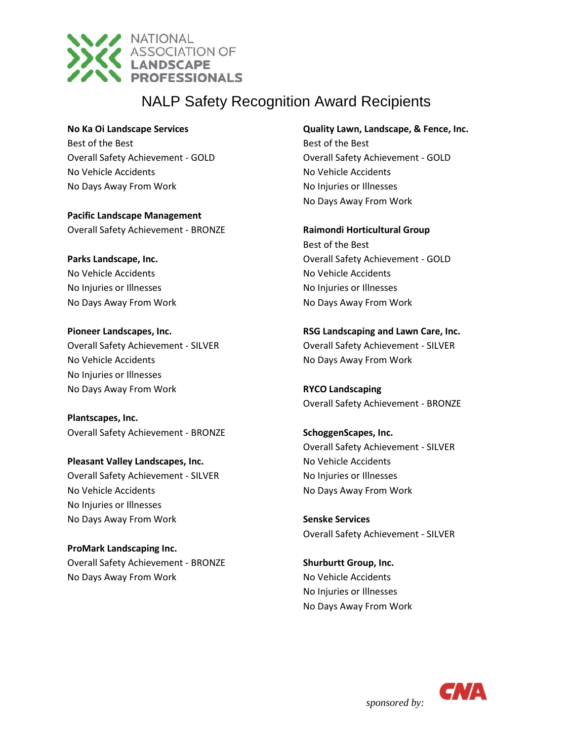# NALP Safety Recognition Award Recipients

**No Ka Oi Landscape Services**
Best of the Best
Overall Safety Achievement - GOLD
No Vehicle Accidents
No Days Away From Work

**Pacific Landscape Management**
Overall Safety Achievement - BRONZE

**Parks Landscape, Inc.**
No Vehicle Accidents
No Injuries or Illnesses
No Days Away From Work

**Pioneer Landscapes, Inc.**
Overall Safety Achievement - SILVER
No Vehicle Accidents
No Injuries or Illnesses
No Days Away From Work

**Plantscapes, Inc.**
Overall Safety Achievement - BRONZE

**Pleasant Valley Landscapes, Inc.**
Overall Safety Achievement - SILVER
No Vehicle Accidents
No Injuries or Illnesses
No Days Away From Work

**ProMark Landscaping Inc.**
Overall Safety Achievement - BRONZE
No Days Away From Work

**Quality Lawn, Landscape, & Fence, Inc.**
Best of the Best
Overall Safety Achievement - GOLD
No Vehicle Accidents
No Injuries or Illnesses
No Days Away From Work

**Raimondi Horticultural Group**
Best of the Best
Overall Safety Achievement - GOLD
No Vehicle Accidents
No Injuries or Illnesses
No Days Away From Work

**RSG Landscaping and Lawn Care, Inc.**
Overall Safety Achievement - SILVER
No Days Away From Work

**RYCO Landscaping**
Overall Safety Achievement - BRONZE

**SchoggenScapes, Inc.**
Overall Safety Achievement - SILVER
No Vehicle Accidents
No Injuries or Illnesses
No Days Away From Work

**Senske Services**
Overall Safety Achievement - SILVER

**Shurburtt Group, Inc.**
No Vehicle Accidents
No Injuries or Illnesses
No Days Away From Work

*sponsored by:* CNA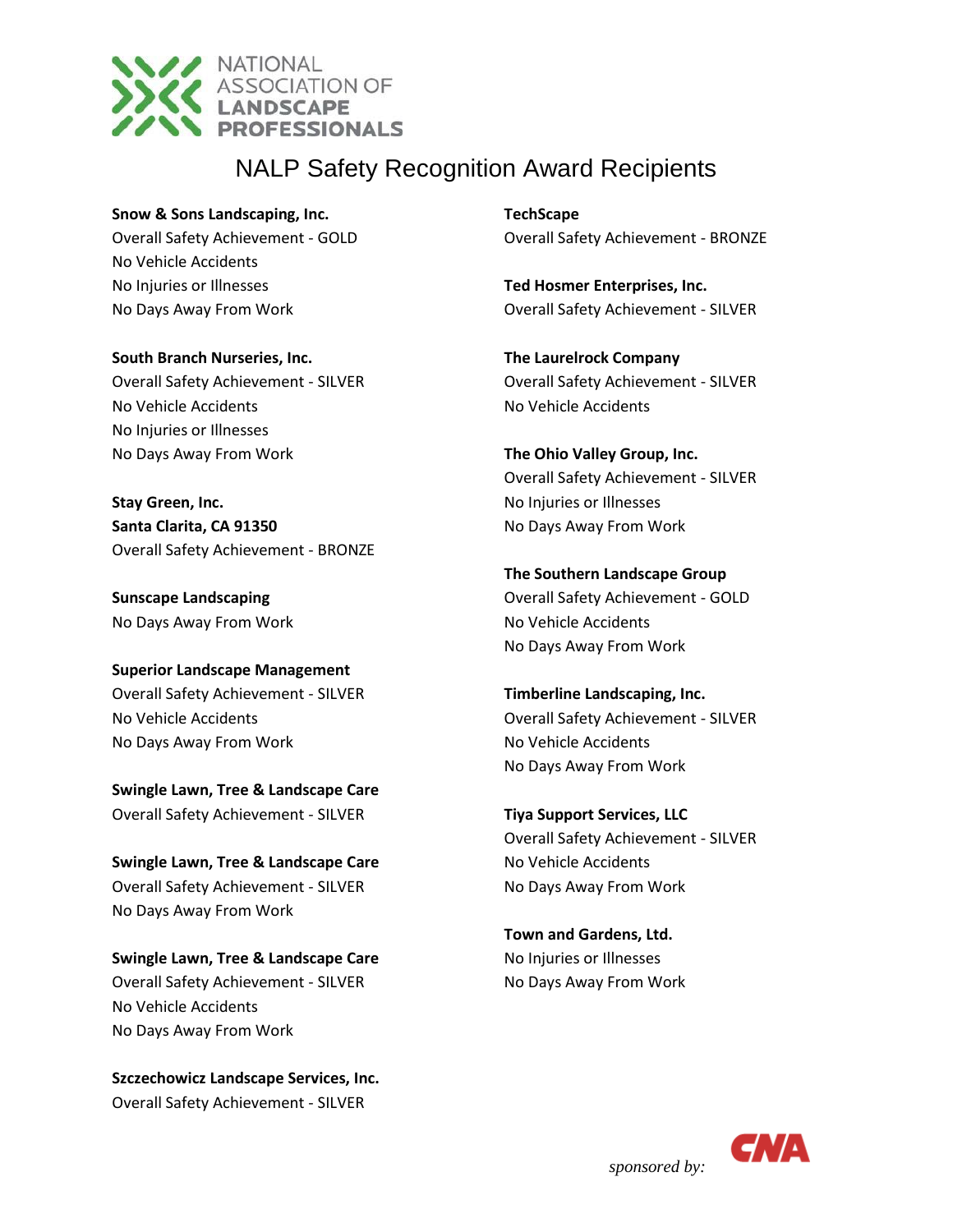NATIONAL ASSOCIATION OF LANDSCAPE PROFESSIONALS

# NALP Safety Recognition Award Recipients

**Snow & Sons Landscaping, Inc.**
Overall Safety Achievement - GOLD
No Vehicle Accidents
No Injuries or Illnesses
No Days Away From Work

**South Branch Nurseries, Inc.**
Overall Safety Achievement - SILVER
No Vehicle Accidents
No Injuries or Illnesses
No Days Away From Work

**Stay Green, Inc.**
**Santa Clarita, CA 91350**
Overall Safety Achievement - BRONZE

**Sunscape Landscaping**
No Days Away From Work

**Superior Landscape Management**
Overall Safety Achievement - SILVER
No Vehicle Accidents
No Days Away From Work

**Swingle Lawn, Tree & Landscape Care**
Overall Safety Achievement - SILVER

**Swingle Lawn, Tree & Landscape Care**
Overall Safety Achievement - SILVER
No Days Away From Work

**Swingle Lawn, Tree & Landscape Care**
Overall Safety Achievement - SILVER
No Vehicle Accidents
No Days Away From Work

**Szczechowicz Landscape Services, Inc.**
Overall Safety Achievement - SILVER

**TechScape**
Overall Safety Achievement - BRONZE

**Ted Hosmer Enterprises, Inc.**
Overall Safety Achievement - SILVER

**The Laurelrock Company**
Overall Safety Achievement - SILVER
No Vehicle Accidents

**The Ohio Valley Group, Inc.**
Overall Safety Achievement - SILVER
No Injuries or Illnesses
No Days Away From Work

**The Southern Landscape Group**
Overall Safety Achievement - GOLD
No Vehicle Accidents
No Days Away From Work

**Timberline Landscaping, Inc.**
Overall Safety Achievement - SILVER
No Vehicle Accidents
No Days Away From Work

**Tiya Support Services, LLC**
Overall Safety Achievement - SILVER
No Vehicle Accidents
No Days Away From Work

**Town and Gardens, Ltd.**
No Injuries or Illnesses
No Days Away From Work

*sponsored by:* CNA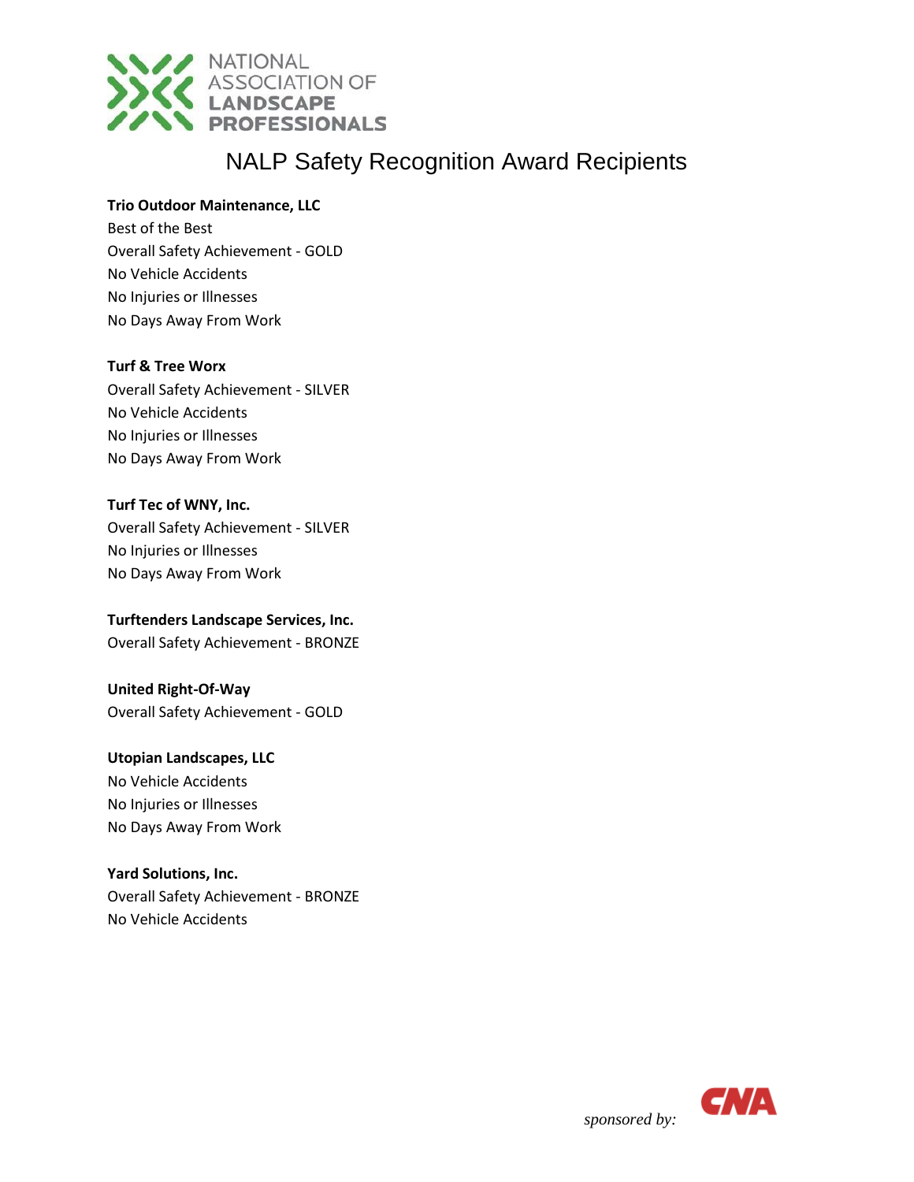NATIONAL ASSOCIATION OF LANDSCAPE PROFESSIONALS

# NALP Safety Recognition Award Recipients

**Trio Outdoor Maintenance, LLC**
Best of the Best
Overall Safety Achievement - GOLD
No Vehicle Accidents
No Injuries or Illnesses
No Days Away From Work

**Turf & Tree Worx**
Overall Safety Achievement - SILVER
No Vehicle Accidents
No Injuries or Illnesses
No Days Away From Work

**Turf Tec of WNY, Inc.**
Overall Safety Achievement - SILVER
No Injuries or Illnesses
No Days Away From Work

**Turftenders Landscape Services, Inc.**
Overall Safety Achievement - BRONZE

**United Right-Of-Way**
Overall Safety Achievement - GOLD

**Utopian Landscapes, LLC**
No Vehicle Accidents
No Injuries or Illnesses
No Days Away From Work

**Yard Solutions, Inc.**
Overall Safety Achievement - BRONZE
No Vehicle Accidents

*sponsored by:* CNA